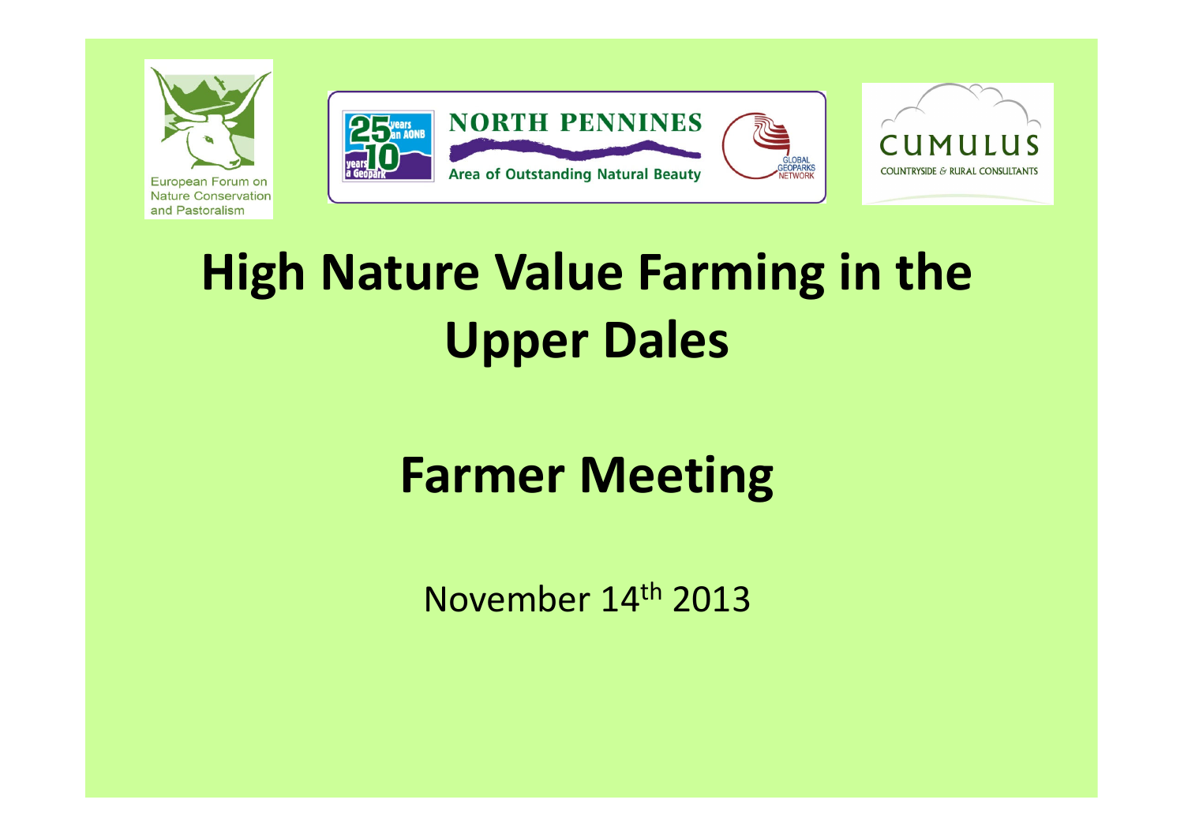European Forum on Nature Conservation and Pastoralism

NORTH PENNINES

Area of Outstanding Natural Beauty

CUMULUS

COUNTRYSIDE & RURAL CONSULTANTS

# High Nature Value Farming in the Upper Dales

# Farmer Meeting

November 14th 2013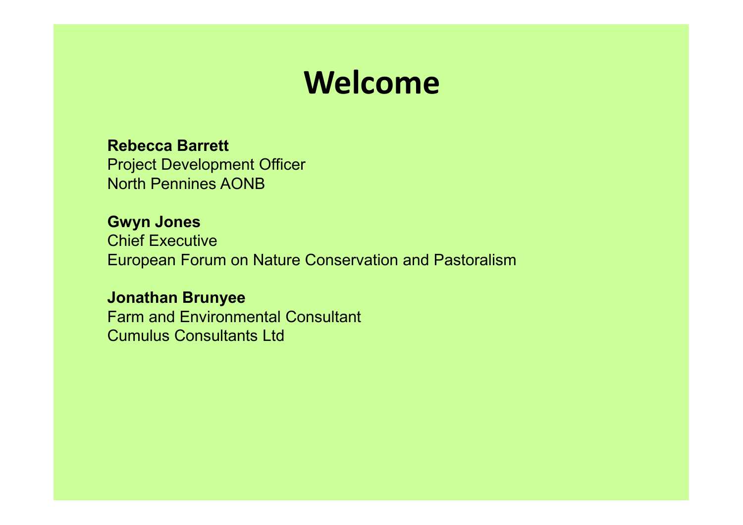# Welcome

**Rebecca Barrett**
Project Development Officer
North Pennines AONB

**Gwyn Jones**
Chief Executive
European Forum on Nature Conservation and Pastoralism

**Jonathan Brunyee**
Farm and Environmental Consultant
Cumulus Consultants Ltd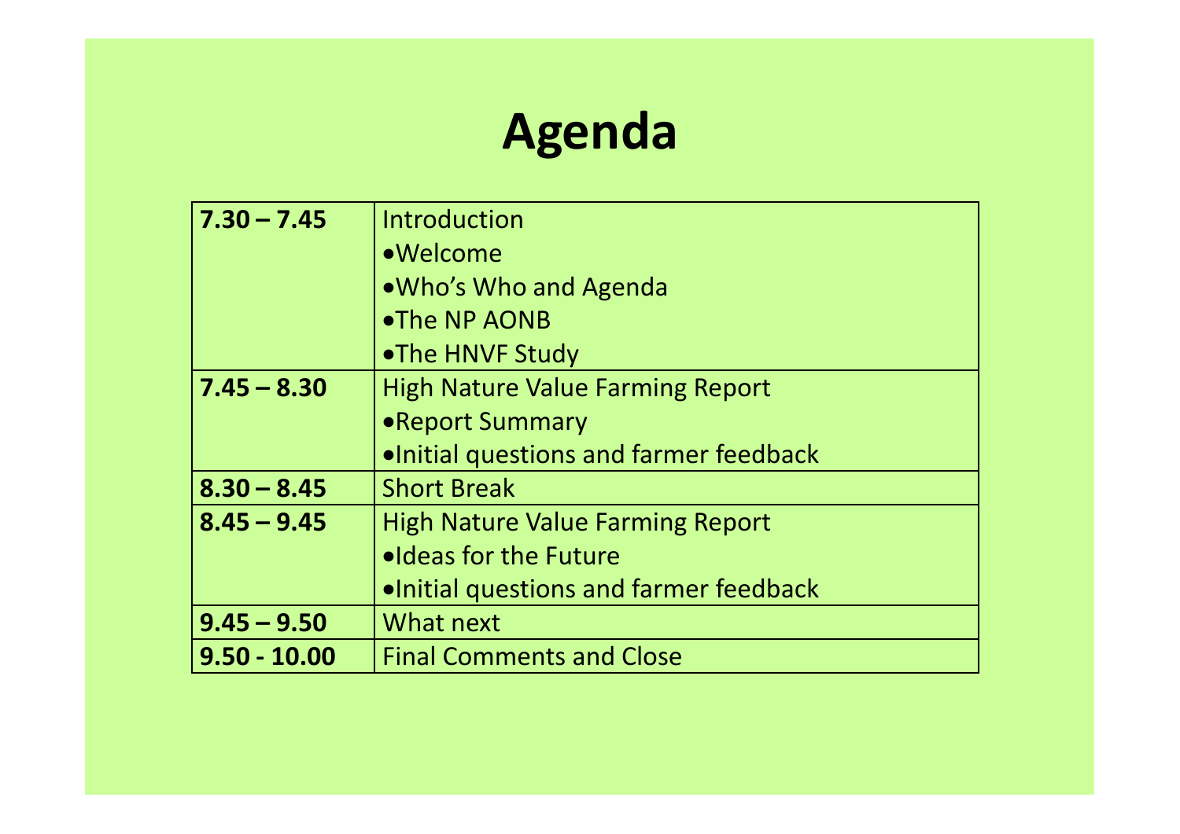# Agenda

| | |
|---|---|
| **7.30 – 7.45** | Introduction<br>•Welcome<br>•Who's Who and Agenda<br>•The NP AONB<br>•The HNVF Study |
| **7.45 – 8.30** | High Nature Value Farming Report<br>•Report Summary<br>•Initial questions and farmer feedback |
| **8.30 – 8.45** | Short Break |
| **8.45 – 9.45** | High Nature Value Farming Report<br>•Ideas for the Future<br>•Initial questions and farmer feedback |
| **9.45 – 9.50** | What next |
| **9.50 - 10.00** | Final Comments and Close |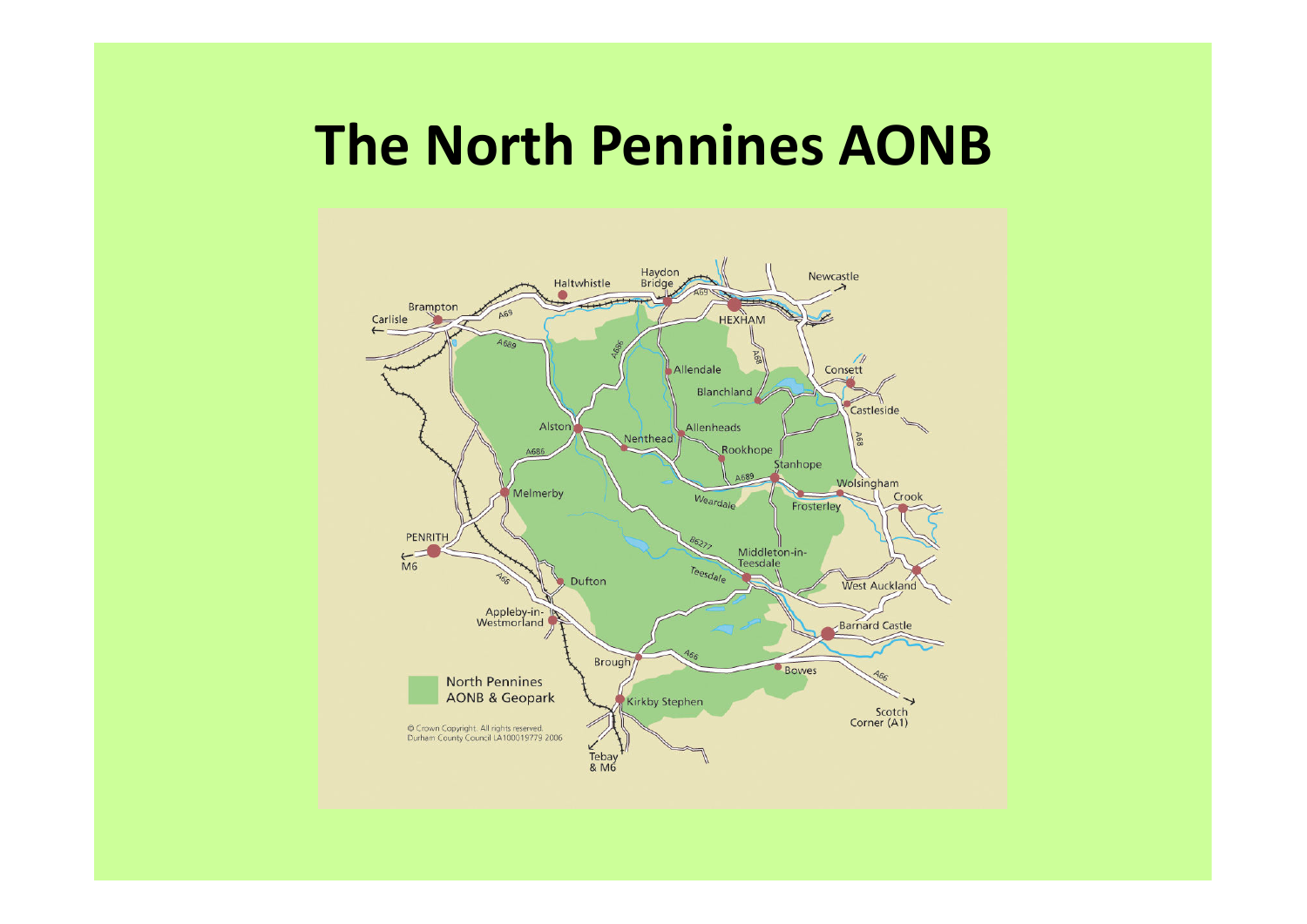# The North Pennines AONB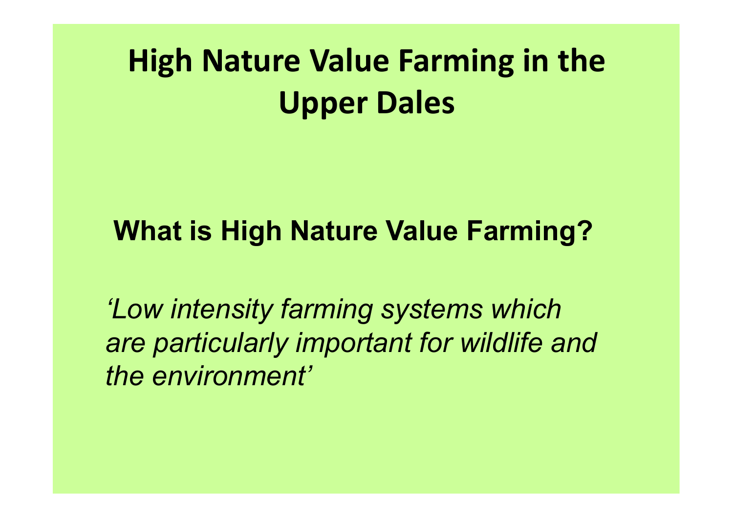# High Nature Value Farming in the Upper Dales

## What is High Nature Value Farming?

*'Low intensity farming systems which are particularly important for wildlife and the environment'*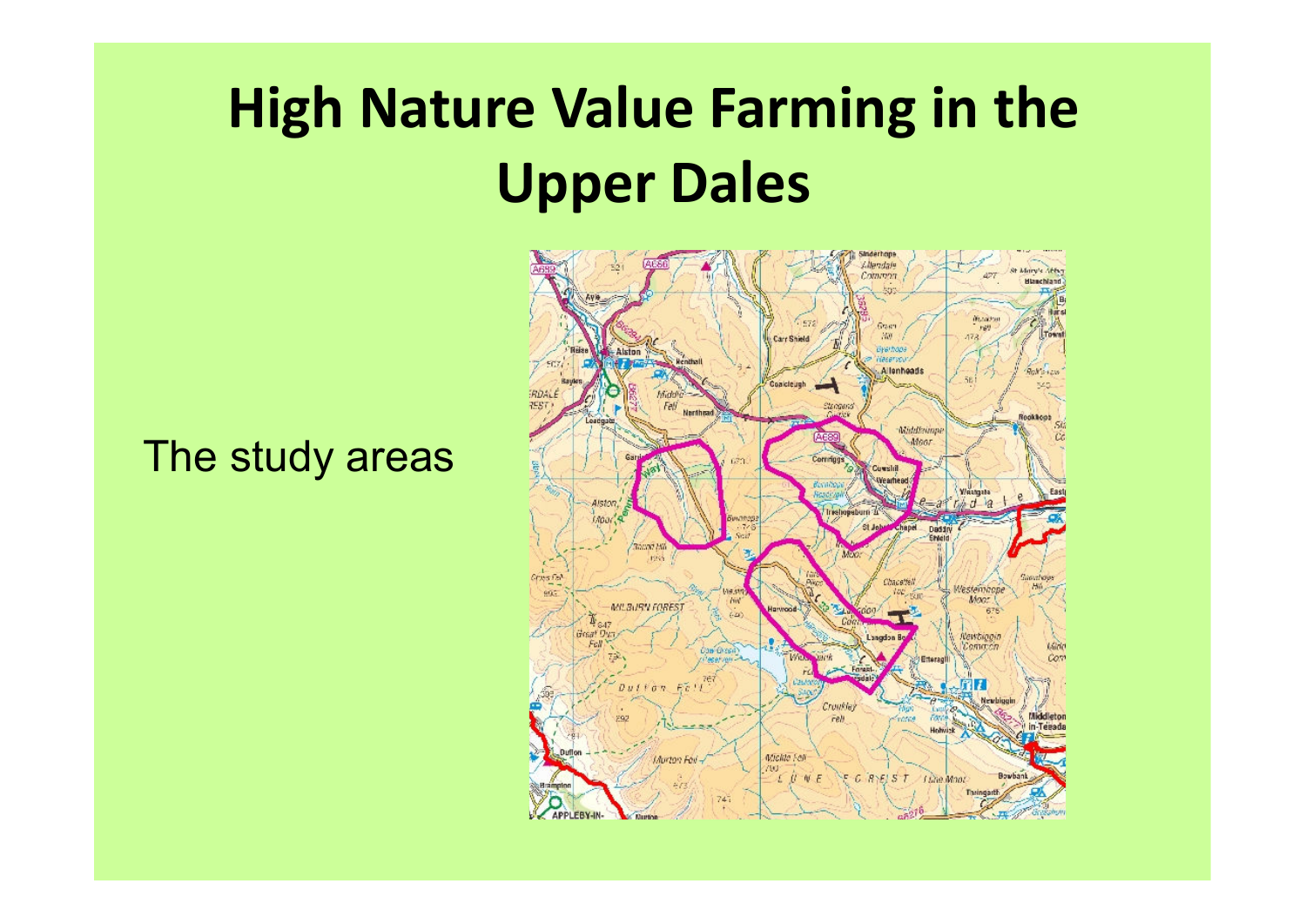# High Nature Value Farming in the Upper Dales

The study areas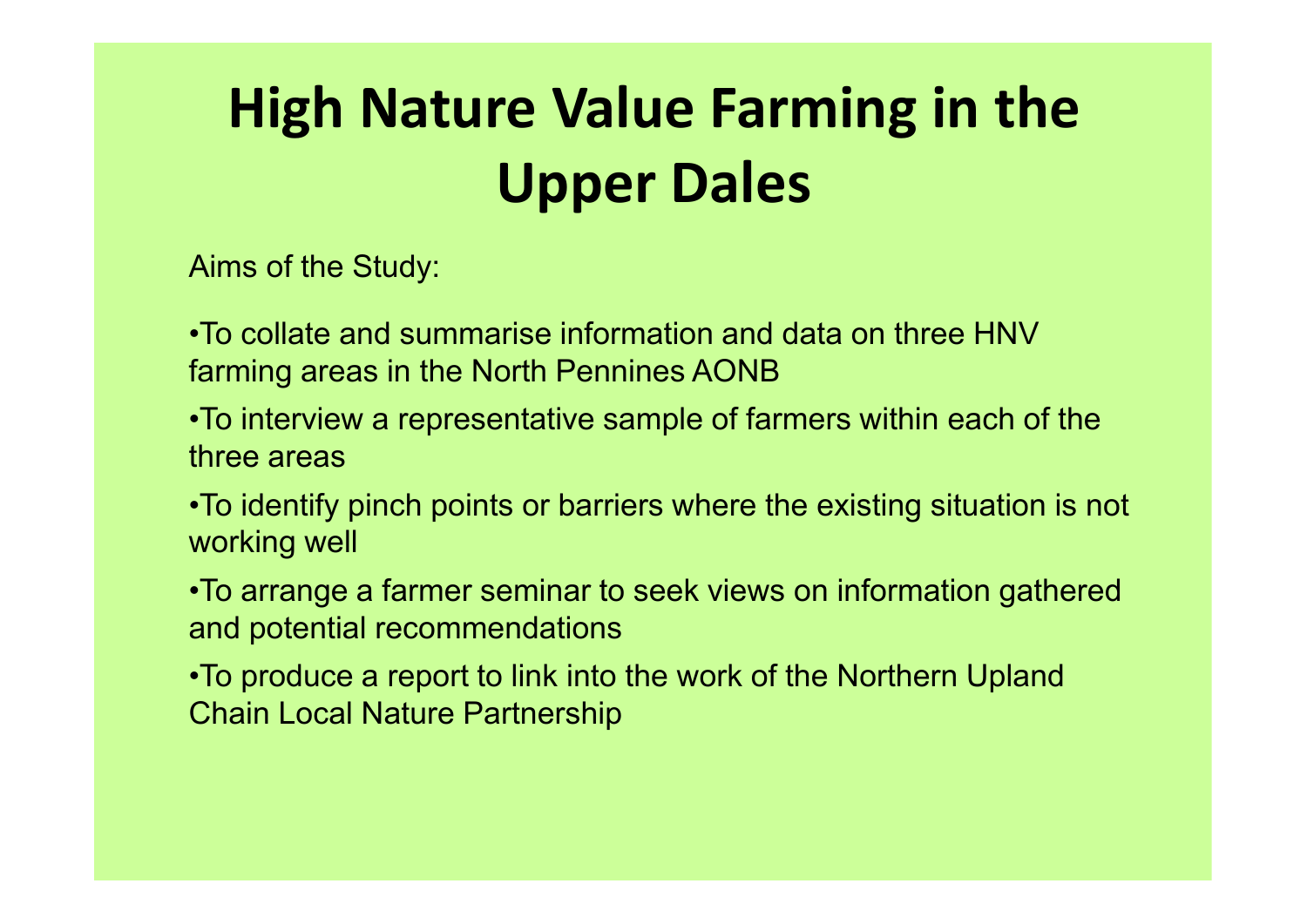# High Nature Value Farming in the Upper Dales

Aims of the Study:

- To collate and summarise information and data on three HNV farming areas in the North Pennines AONB
- To interview a representative sample of farmers within each of the three areas
- To identify pinch points or barriers where the existing situation is not working well
- To arrange a farmer seminar to seek views on information gathered and potential recommendations
- To produce a report to link into the work of the Northern Upland Chain Local Nature Partnership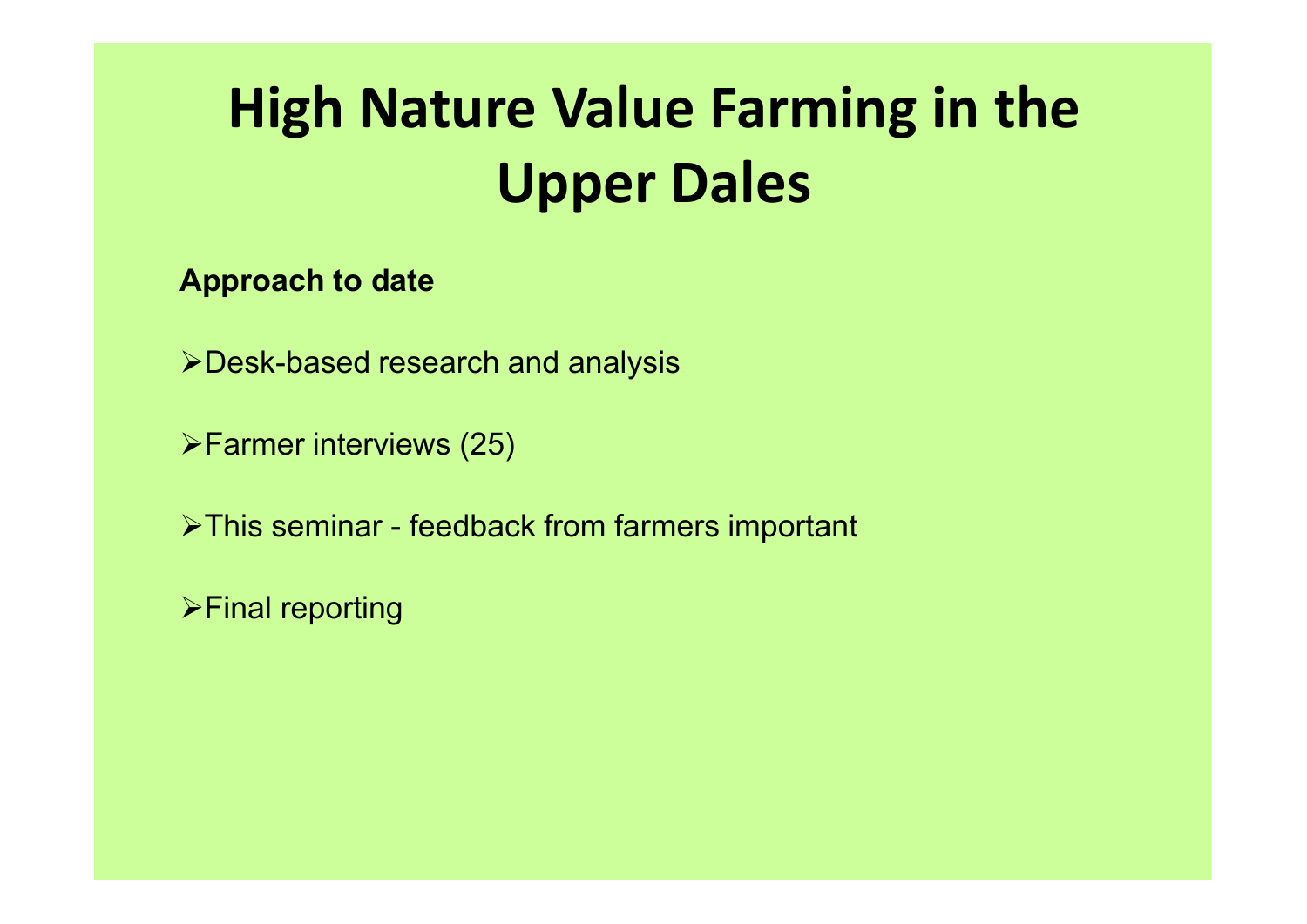# High Nature Value Farming in the Upper Dales

**Approach to date**

- Desk-based research and analysis
- Farmer interviews (25)
- This seminar - feedback from farmers important
- Final reporting